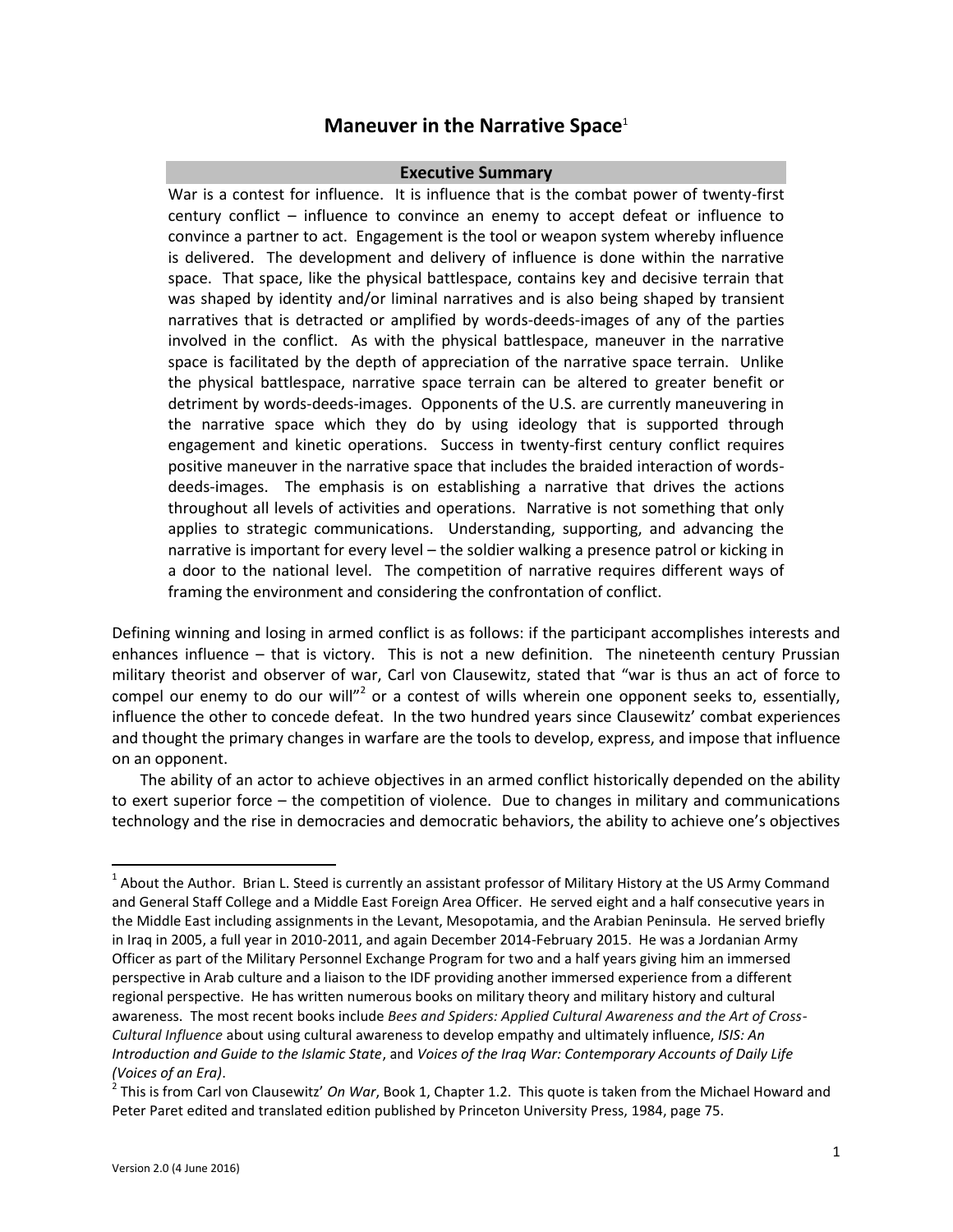# Maneuver in the Narrative Space[1]

## Executive Summary

War is a contest for influence. It is influence that is the combat power of twenty-first century conflict – influence to convince an enemy to accept defeat or influence to convince a partner to act. Engagement is the tool or weapon system whereby influence is delivered. The development and delivery of influence is done within the narrative space. That space, like the physical battlespace, contains key and decisive terrain that was shaped by identity and/or liminal narratives and is also being shaped by transient narratives that is detracted or amplified by words-deeds-images of any of the parties involved in the conflict. As with the physical battlespace, maneuver in the narrative space is facilitated by the depth of appreciation of the narrative space terrain. Unlike the physical battlespace, narrative space terrain can be altered to greater benefit or detriment by words-deeds-images. Opponents of the U.S. are currently maneuvering in the narrative space which they do by using ideology that is supported through engagement and kinetic operations. Success in twenty-first century conflict requires positive maneuver in the narrative space that includes the braided interaction of words-deeds-images. The emphasis is on establishing a narrative that drives the actions throughout all levels of activities and operations. Narrative is not something that only applies to strategic communications. Understanding, supporting, and advancing the narrative is important for every level – the soldier walking a presence patrol or kicking in a door to the national level. The competition of narrative requires different ways of framing the environment and considering the confrontation of conflict.

Defining winning and losing in armed conflict is as follows: if the participant accomplishes interests and enhances influence – that is victory. This is not a new definition. The nineteenth century Prussian military theorist and observer of war, Carl von Clausewitz, stated that "war is thus an act of force to compel our enemy to do our will"[2] or a contest of wills wherein one opponent seeks to, essentially, influence the other to concede defeat. In the two hundred years since Clausewitz' combat experiences and thought the primary changes in warfare are the tools to develop, express, and impose that influence on an opponent.

The ability of an actor to achieve objectives in an armed conflict historically depended on the ability to exert superior force – the competition of violence. Due to changes in military and communications technology and the rise in democracies and democratic behaviors, the ability to achieve one's objectives

---

[1] About the Author. Brian L. Steed is currently an assistant professor of Military History at the US Army Command and General Staff College and a Middle East Foreign Area Officer. He served eight and a half consecutive years in the Middle East including assignments in the Levant, Mesopotamia, and the Arabian Peninsula. He served briefly in Iraq in 2005, a full year in 2010-2011, and again December 2014-February 2015. He was a Jordanian Army Officer as part of the Military Personnel Exchange Program for two and a half years giving him an immersed perspective in Arab culture and a liaison to the IDF providing another immersed experience from a different regional perspective. He has written numerous books on military theory and military history and cultural awareness. The most recent books include *Bees and Spiders: Applied Cultural Awareness and the Art of Cross-Cultural Influence* about using cultural awareness to develop empathy and ultimately influence, *ISIS: An Introduction and Guide to the Islamic State*, and *Voices of the Iraq War: Contemporary Accounts of Daily Life (Voices of an Era)*.

[2] This is from Carl von Clausewitz' *On War*, Book 1, Chapter 1.2. This quote is taken from the Michael Howard and Peter Paret edited and translated edition published by Princeton University Press, 1984, page 75.

Version 2.0 (4 June 2016)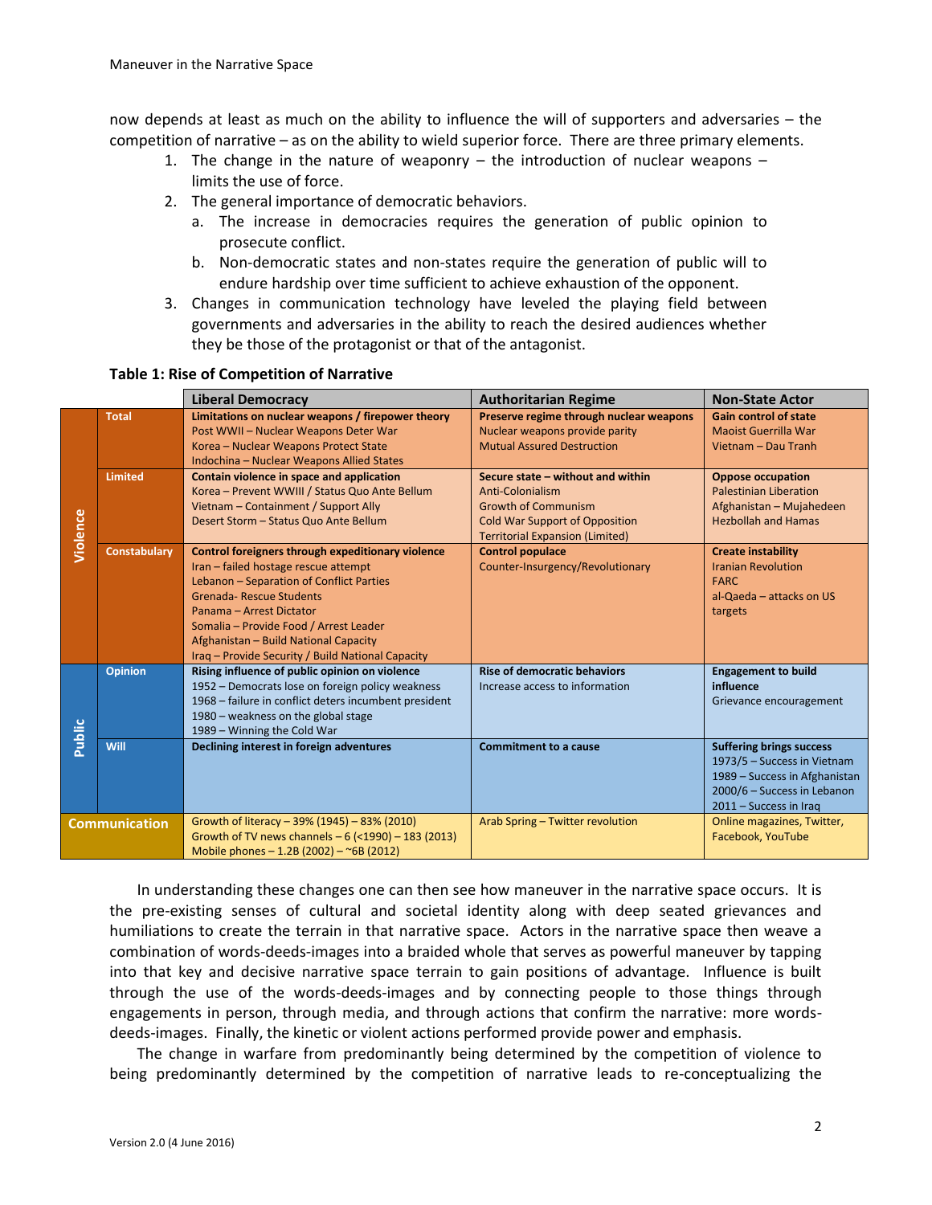now depends at least as much on the ability to influence the will of supporters and adversaries – the competition of narrative – as on the ability to wield superior force. There are three primary elements.

1. The change in the nature of weaponry – the introduction of nuclear weapons – limits the use of force.
2. The general importance of democratic behaviors.
   a. The increase in democracies requires the generation of public opinion to prosecute conflict.
   b. Non-democratic states and non-states require the generation of public will to endure hardship over time sufficient to achieve exhaustion of the opponent.
3. Changes in communication technology have leveled the playing field between governments and adversaries in the ability to reach the desired audiences whether they be those of the protagonist or that of the antagonist.

**Table 1: Rise of Competition of Narrative**

| | | Liberal Democracy | Authoritarian Regime | Non-State Actor |
|---|---|---|---|---|
| Violence | Total | **Limitations on nuclear weapons / firepower theory**<br>Post WWII – Nuclear Weapons Deter War<br>Korea – Nuclear Weapons Protect State<br>Indochina – Nuclear Weapons Allied States | **Preserve regime through nuclear weapons**<br>Nuclear weapons provide parity<br>Mutual Assured Destruction | **Gain control of state**<br>Maoist Guerrilla War<br>Vietnam – Dau Tranh |
| | Limited | **Contain violence in space and application**<br>Korea – Prevent WWIII / Status Quo Ante Bellum<br>Vietnam – Containment / Support Ally<br>Desert Storm – Status Quo Ante Bellum | **Secure state – without and within**<br>Anti-Colonialism<br>Growth of Communism<br>Cold War Support of Opposition<br>Territorial Expansion (Limited) | **Oppose occupation**<br>Palestinian Liberation<br>Afghanistan – Mujahedeen<br>Hezbollah and Hamas |
| | Constabulary | **Control foreigners through expeditionary violence**<br>Iran – failed hostage rescue attempt<br>Lebanon – Separation of Conflict Parties<br>Grenada- Rescue Students<br>Panama – Arrest Dictator<br>Somalia – Provide Food / Arrest Leader<br>Afghanistan – Build National Capacity<br>Iraq – Provide Security / Build National Capacity | **Control populace**<br>Counter-Insurgency/Revolutionary | **Create instability**<br>Iranian Revolution<br>FARC<br>al-Qaeda – attacks on US targets |
| Public | Opinion | **Rising influence of public opinion on violence**<br>1952 – Democrats lose on foreign policy weakness<br>1968 – failure in conflict deters incumbent president<br>1980 – weakness on the global stage<br>1989 – Winning the Cold War | **Rise of democratic behaviors**<br>Increase access to information | **Engagement to build influence**<br>Grievance encouragement |
| | Will | **Declining interest in foreign adventures** | **Commitment to a cause** | **Suffering brings success**<br>1973/5 – Success in Vietnam<br>1989 – Success in Afghanistan<br>2000/6 – Success in Lebanon<br>2011 – Success in Iraq |
| Communication | | Growth of literacy – 39% (1945) – 83% (2010)<br>Growth of TV news channels – 6 (<1990) – 183 (2013)<br>Mobile phones – 1.2B (2002) – ~6B (2012) | Arab Spring – Twitter revolution | Online magazines, Twitter, Facebook, YouTube |

In understanding these changes one can then see how maneuver in the narrative space occurs. It is the pre-existing senses of cultural and societal identity along with deep seated grievances and humiliations to create the terrain in that narrative space. Actors in the narrative space then weave a combination of words-deeds-images into a braided whole that serves as powerful maneuver by tapping into that key and decisive narrative space terrain to gain positions of advantage. Influence is built through the use of the words-deeds-images and by connecting people to those things through engagements in person, through media, and through actions that confirm the narrative: more words-deeds-images. Finally, the kinetic or violent actions performed provide power and emphasis.

The change in warfare from predominantly being determined by the competition of violence to being predominantly determined by the competition of narrative leads to re-conceptualizing the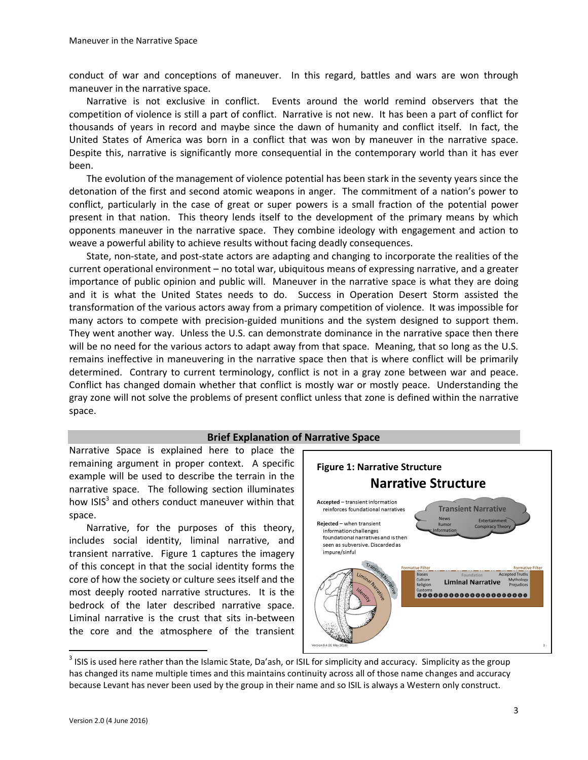conduct of war and conceptions of maneuver. In this regard, battles and wars are won through maneuver in the narrative space.

Narrative is not exclusive in conflict. Events around the world remind observers that the competition of violence is still a part of conflict. Narrative is not new. It has been a part of conflict for thousands of years in record and maybe since the dawn of humanity and conflict itself. In fact, the United States of America was born in a conflict that was won by maneuver in the narrative space. Despite this, narrative is significantly more consequential in the contemporary world than it has ever been.

The evolution of the management of violence potential has been stark in the seventy years since the detonation of the first and second atomic weapons in anger. The commitment of a nation's power to conflict, particularly in the case of great or super powers is a small fraction of the potential power present in that nation. This theory lends itself to the development of the primary means by which opponents maneuver in the narrative space. They combine ideology with engagement and action to weave a powerful ability to achieve results without facing deadly consequences.

State, non-state, and post-state actors are adapting and changing to incorporate the realities of the current operational environment – no total war, ubiquitous means of expressing narrative, and a greater importance of public opinion and public will. Maneuver in the narrative space is what they are doing and it is what the United States needs to do. Success in Operation Desert Storm assisted the transformation of the various actors away from a primary competition of violence. It was impossible for many actors to compete with precision-guided munitions and the system designed to support them. They went another way. Unless the U.S. can demonstrate dominance in the narrative space then there will be no need for the various actors to adapt away from that space. Meaning, that so long as the U.S. remains ineffective in maneuvering in the narrative space then that is where conflict will be primarily determined. Contrary to current terminology, conflict is not in a gray zone between war and peace. Conflict has changed domain whether that conflict is mostly war or mostly peace. Understanding the gray zone will not solve the problems of present conflict unless that zone is defined within the narrative space.

## Brief Explanation of Narrative Space

Narrative Space is explained here to place the remaining argument in proper context. A specific example will be used to describe the terrain in the narrative space. The following section illuminates how ISIS[3] and others conduct maneuver within that space.

Narrative, for the purposes of this theory, includes social identity, liminal narrative, and transient narrative. Figure 1 captures the imagery of this concept in that the social identity forms the core of how the society or culture sees itself and the most deeply rooted narrative structures. It is the bedrock of the later described narrative space. Liminal narrative is the crust that sits in-between the core and the atmosphere of the transient

**Figure 1: Narrative Structure**

[3] ISIS is used here rather than the Islamic State, Da'ash, or ISIL for simplicity and accuracy. Simplicity as the group has changed its name multiple times and this maintains continuity across all of those name changes and accuracy because Levant has never been used by the group in their name and so ISIL is always a Western only construct.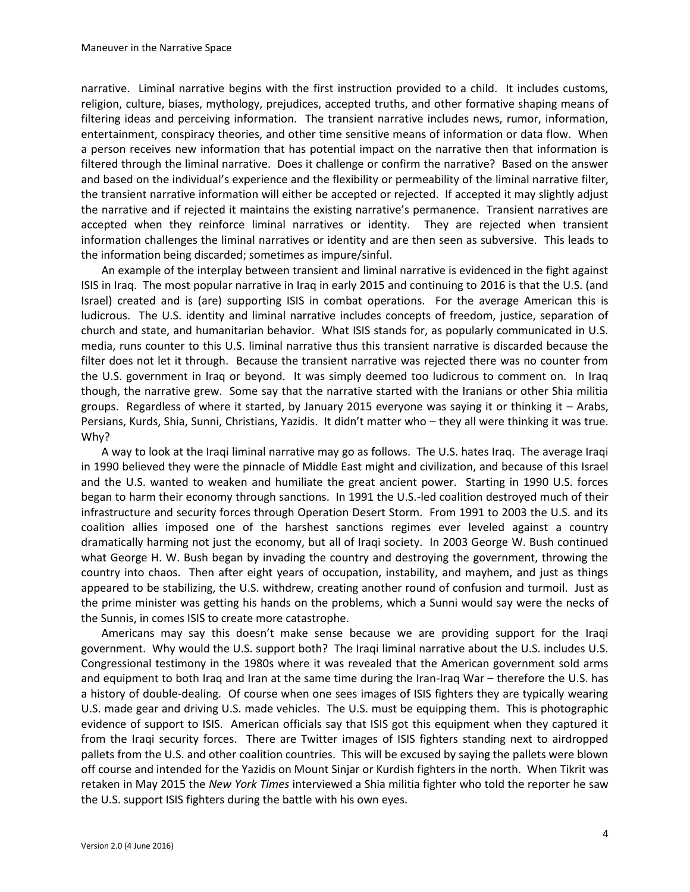narrative. Liminal narrative begins with the first instruction provided to a child. It includes customs, religion, culture, biases, mythology, prejudices, accepted truths, and other formative shaping means of filtering ideas and perceiving information. The transient narrative includes news, rumor, information, entertainment, conspiracy theories, and other time sensitive means of information or data flow. When a person receives new information that has potential impact on the narrative then that information is filtered through the liminal narrative. Does it challenge or confirm the narrative? Based on the answer and based on the individual's experience and the flexibility or permeability of the liminal narrative filter, the transient narrative information will either be accepted or rejected. If accepted it may slightly adjust the narrative and if rejected it maintains the existing narrative's permanence. Transient narratives are accepted when they reinforce liminal narratives or identity. They are rejected when transient information challenges the liminal narratives or identity and are then seen as subversive. This leads to the information being discarded; sometimes as impure/sinful.

An example of the interplay between transient and liminal narrative is evidenced in the fight against ISIS in Iraq. The most popular narrative in Iraq in early 2015 and continuing to 2016 is that the U.S. (and Israel) created and is (are) supporting ISIS in combat operations. For the average American this is ludicrous. The U.S. identity and liminal narrative includes concepts of freedom, justice, separation of church and state, and humanitarian behavior. What ISIS stands for, as popularly communicated in U.S. media, runs counter to this U.S. liminal narrative thus this transient narrative is discarded because the filter does not let it through. Because the transient narrative was rejected there was no counter from the U.S. government in Iraq or beyond. It was simply deemed too ludicrous to comment on. In Iraq though, the narrative grew. Some say that the narrative started with the Iranians or other Shia militia groups. Regardless of where it started, by January 2015 everyone was saying it or thinking it – Arabs, Persians, Kurds, Shia, Sunni, Christians, Yazidis. It didn't matter who – they all were thinking it was true. Why?

A way to look at the Iraqi liminal narrative may go as follows. The U.S. hates Iraq. The average Iraqi in 1990 believed they were the pinnacle of Middle East might and civilization, and because of this Israel and the U.S. wanted to weaken and humiliate the great ancient power. Starting in 1990 U.S. forces began to harm their economy through sanctions. In 1991 the U.S.-led coalition destroyed much of their infrastructure and security forces through Operation Desert Storm. From 1991 to 2003 the U.S. and its coalition allies imposed one of the harshest sanctions regimes ever leveled against a country dramatically harming not just the economy, but all of Iraqi society. In 2003 George W. Bush continued what George H. W. Bush began by invading the country and destroying the government, throwing the country into chaos. Then after eight years of occupation, instability, and mayhem, and just as things appeared to be stabilizing, the U.S. withdrew, creating another round of confusion and turmoil. Just as the prime minister was getting his hands on the problems, which a Sunni would say were the necks of the Sunnis, in comes ISIS to create more catastrophe.

Americans may say this doesn't make sense because we are providing support for the Iraqi government. Why would the U.S. support both? The Iraqi liminal narrative about the U.S. includes U.S. Congressional testimony in the 1980s where it was revealed that the American government sold arms and equipment to both Iraq and Iran at the same time during the Iran-Iraq War – therefore the U.S. has a history of double-dealing. Of course when one sees images of ISIS fighters they are typically wearing U.S. made gear and driving U.S. made vehicles. The U.S. must be equipping them. This is photographic evidence of support to ISIS. American officials say that ISIS got this equipment when they captured it from the Iraqi security forces. There are Twitter images of ISIS fighters standing next to airdropped pallets from the U.S. and other coalition countries. This will be excused by saying the pallets were blown off course and intended for the Yazidis on Mount Sinjar or Kurdish fighters in the north. When Tikrit was retaken in May 2015 the *New York Times* interviewed a Shia militia fighter who told the reporter he saw the U.S. support ISIS fighters during the battle with his own eyes.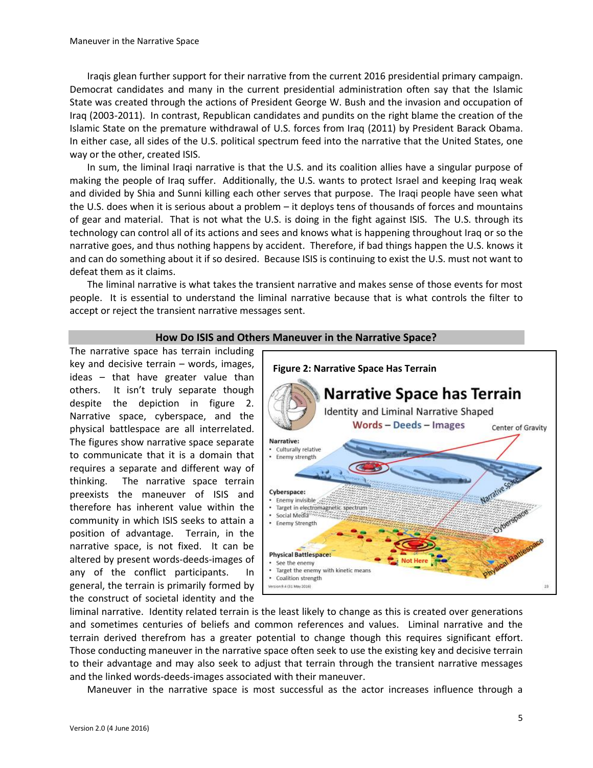Iraqis glean further support for their narrative from the current 2016 presidential primary campaign. Democrat candidates and many in the current presidential administration often say that the Islamic State was created through the actions of President George W. Bush and the invasion and occupation of Iraq (2003-2011). In contrast, Republican candidates and pundits on the right blame the creation of the Islamic State on the premature withdrawal of U.S. forces from Iraq (2011) by President Barack Obama. In either case, all sides of the U.S. political spectrum feed into the narrative that the United States, one way or the other, created ISIS.

In sum, the liminal Iraqi narrative is that the U.S. and its coalition allies have a singular purpose of making the people of Iraq suffer. Additionally, the U.S. wants to protect Israel and keeping Iraq weak and divided by Shia and Sunni killing each other serves that purpose. The Iraqi people have seen what the U.S. does when it is serious about a problem – it deploys tens of thousands of forces and mountains of gear and material. That is not what the U.S. is doing in the fight against ISIS. The U.S. through its technology can control all of its actions and sees and knows what is happening throughout Iraq or so the narrative goes, and thus nothing happens by accident. Therefore, if bad things happen the U.S. knows it and can do something about it if so desired. Because ISIS is continuing to exist the U.S. must not want to defeat them as it claims.

The liminal narrative is what takes the transient narrative and makes sense of those events for most people. It is essential to understand the liminal narrative because that is what controls the filter to accept or reject the transient narrative messages sent.

## How Do ISIS and Others Maneuver in the Narrative Space?

**Figure 2: Narrative Space Has Terrain**

Narrative Space has Terrain

Identity and Liminal Narrative Shaped

Words – Deeds – Images

Center of Gravity

Narrative:
- Culturally relative
- Enemy strength

Cyberspace:
- Enemy invisible
- Target in electromagnetic spectrum
- Social Media
- Enemy Strength

Physical Battlespace:
- See the enemy
- Target the enemy with kinetic means
- Coalition strength

Not Here

Narrative Space

Cyberspace

Physical Battlespace

The narrative space has terrain including key and decisive terrain – words, images, ideas – that have greater value than others. It isn't truly separate though despite the depiction in figure 2. Narrative space, cyberspace, and the physical battlespace are all interrelated. The figures show narrative space separate to communicate that it is a domain that requires a separate and different way of thinking. The narrative space terrain preexists the maneuver of ISIS and therefore has inherent value within the community in which ISIS seeks to attain a position of advantage. Terrain, in the narrative space, is not fixed. It can be altered by present words-deeds-images of any of the conflict participants. In general, the terrain is primarily formed by the construct of societal identity and the liminal narrative. Identity related terrain is the least likely to change as this is created over generations and sometimes centuries of beliefs and common references and values. Liminal narrative and the terrain derived therefrom has a greater potential to change though this requires significant effort. Those conducting maneuver in the narrative space often seek to use the existing key and decisive terrain to their advantage and may also seek to adjust that terrain through the transient narrative messages and the linked words-deeds-images associated with their maneuver.

Maneuver in the narrative space is most successful as the actor increases influence through a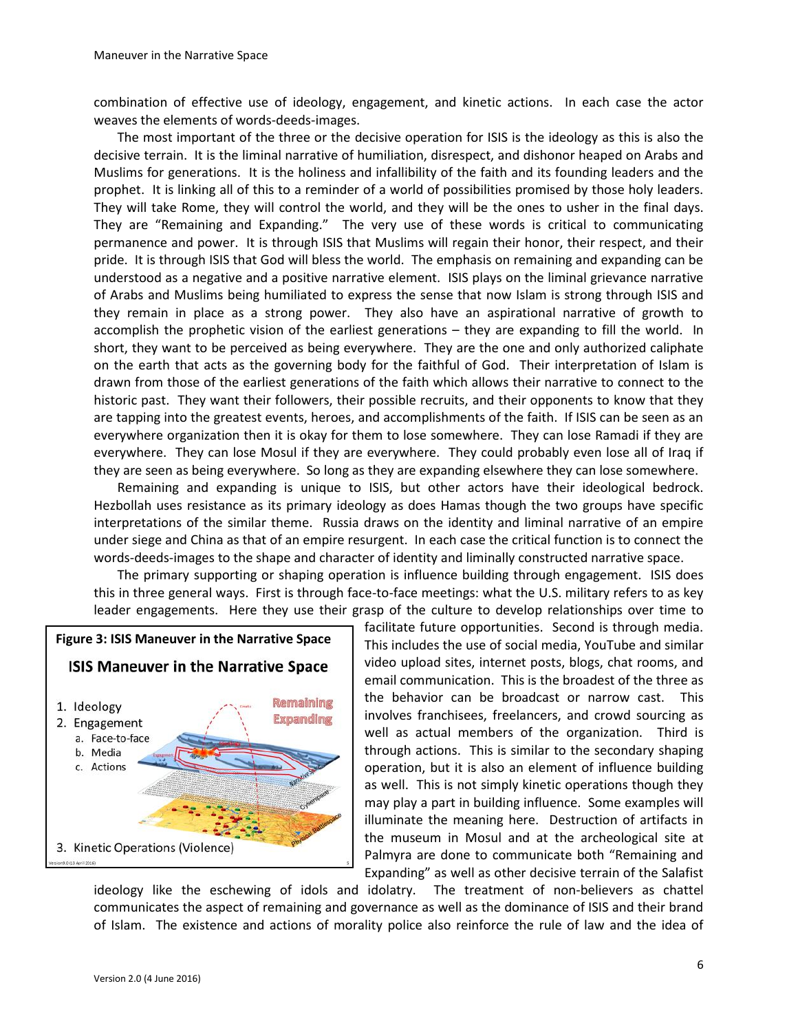combination of effective use of ideology, engagement, and kinetic actions. In each case the actor weaves the elements of words-deeds-images.

The most important of the three or the decisive operation for ISIS is the ideology as this is also the decisive terrain. It is the liminal narrative of humiliation, disrespect, and dishonor heaped on Arabs and Muslims for generations. It is the holiness and infallibility of the faith and its founding leaders and the prophet. It is linking all of this to a reminder of a world of possibilities promised by those holy leaders. They will take Rome, they will control the world, and they will be the ones to usher in the final days. They are "Remaining and Expanding." The very use of these words is critical to communicating permanence and power. It is through ISIS that Muslims will regain their honor, their respect, and their pride. It is through ISIS that God will bless the world. The emphasis on remaining and expanding can be understood as a negative and a positive narrative element. ISIS plays on the liminal grievance narrative of Arabs and Muslims being humiliated to express the sense that now Islam is strong through ISIS and they remain in place as a strong power. They also have an aspirational narrative of growth to accomplish the prophetic vision of the earliest generations – they are expanding to fill the world. In short, they want to be perceived as being everywhere. They are the one and only authorized caliphate on the earth that acts as the governing body for the faithful of God. Their interpretation of Islam is drawn from those of the earliest generations of the faith which allows their narrative to connect to the historic past. They want their followers, their possible recruits, and their opponents to know that they are tapping into the greatest events, heroes, and accomplishments of the faith. If ISIS can be seen as an everywhere organization then it is okay for them to lose somewhere. They can lose Ramadi if they are everywhere. They can lose Mosul if they are everywhere. They could probably even lose all of Iraq if they are seen as being everywhere. So long as they are expanding elsewhere they can lose somewhere.

Remaining and expanding is unique to ISIS, but other actors have their ideological bedrock. Hezbollah uses resistance as its primary ideology as does Hamas though the two groups have specific interpretations of the similar theme. Russia draws on the identity and liminal narrative of an empire under siege and China as that of an empire resurgent. In each case the critical function is to connect the words-deeds-images to the shape and character of identity and liminally constructed narrative space.

The primary supporting or shaping operation is influence building through engagement. ISIS does this in three general ways. First is through face-to-face meetings: what the U.S. military refers to as key leader engagements. Here they use their grasp of the culture to develop relationships over time to facilitate future opportunities. Second is through media. This includes the use of social media, YouTube and similar video upload sites, internet posts, blogs, chat rooms, and email communication. This is the broadest of the three as the behavior can be broadcast or narrow cast. This involves franchisees, freelancers, and crowd sourcing as well as actual members of the organization. Third is through actions. This is similar to the secondary shaping operation, but it is also an element of influence building as well. This is not simply kinetic operations though they may play a part in building influence. Some examples will illuminate the meaning here. Destruction of artifacts in the museum in Mosul and at the archeological site at Palmyra are done to communicate both "Remaining and Expanding" as well as other decisive terrain of the Salafist ideology like the eschewing of idols and idolatry. The treatment of non-believers as chattel communicates the aspect of remaining and governance as well as the dominance of ISIS and their brand of Islam. The existence and actions of morality police also reinforce the rule of law and the idea of

**Figure 3: ISIS Maneuver in the Narrative Space**

ISIS Maneuver in the Narrative Space

1. Ideology
2. Engagement
   a. Face-to-face
   b. Media
   c. Actions
3. Kinetic Operations (Violence)

Remaining
Expanding

Narrative Space
Cyberspace
Physical Battlespace

Version9.0 (13 April 2016)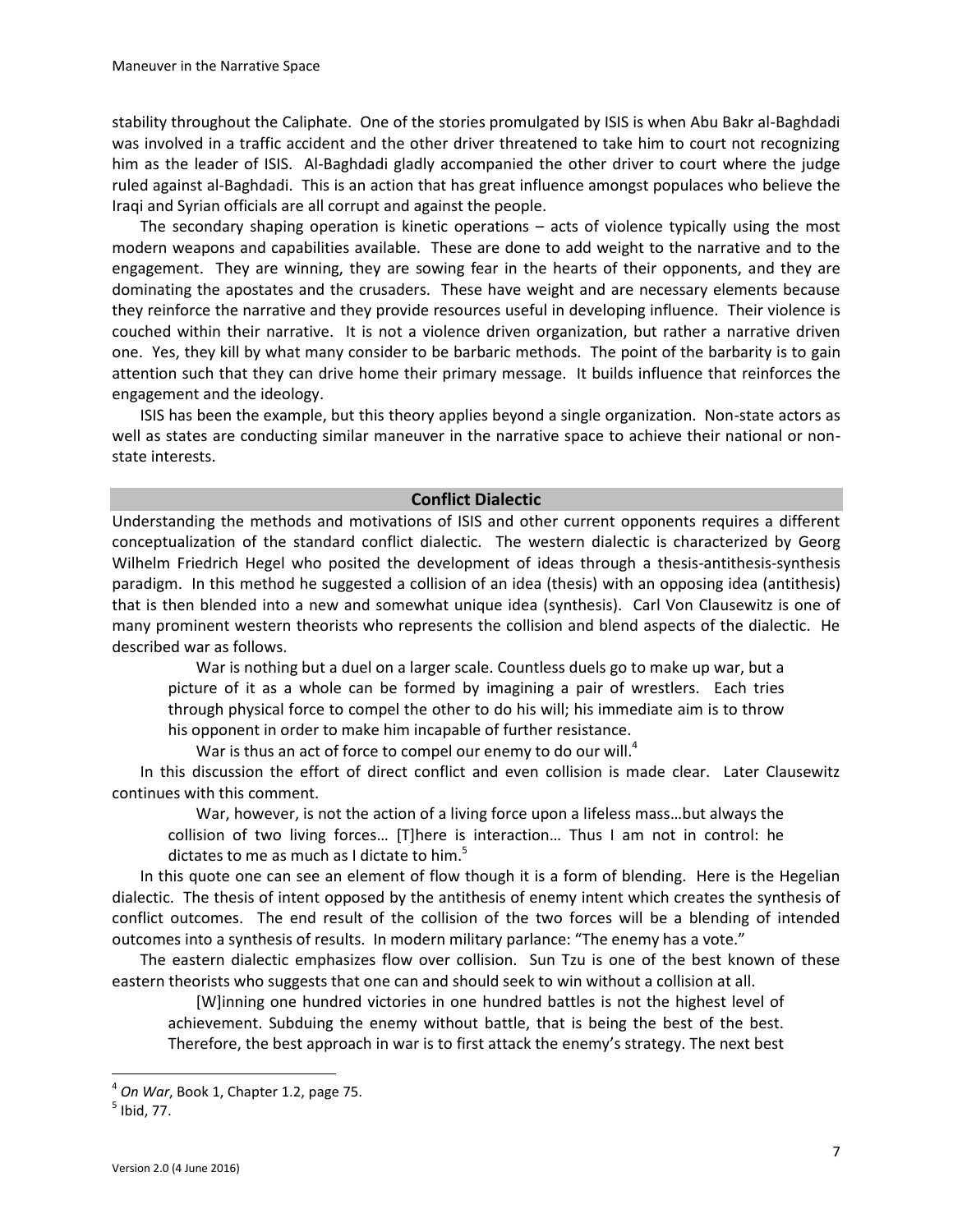stability throughout the Caliphate. One of the stories promulgated by ISIS is when Abu Bakr al-Baghdadi was involved in a traffic accident and the other driver threatened to take him to court not recognizing him as the leader of ISIS. Al-Baghdadi gladly accompanied the other driver to court where the judge ruled against al-Baghdadi. This is an action that has great influence amongst populaces who believe the Iraqi and Syrian officials are all corrupt and against the people.

The secondary shaping operation is kinetic operations – acts of violence typically using the most modern weapons and capabilities available. These are done to add weight to the narrative and to the engagement. They are winning, they are sowing fear in the hearts of their opponents, and they are dominating the apostates and the crusaders. These have weight and are necessary elements because they reinforce the narrative and they provide resources useful in developing influence. Their violence is couched within their narrative. It is not a violence driven organization, but rather a narrative driven one. Yes, they kill by what many consider to be barbaric methods. The point of the barbarity is to gain attention such that they can drive home their primary message. It builds influence that reinforces the engagement and the ideology.

ISIS has been the example, but this theory applies beyond a single organization. Non-state actors as well as states are conducting similar maneuver in the narrative space to achieve their national or non-state interests.

## Conflict Dialectic

Understanding the methods and motivations of ISIS and other current opponents requires a different conceptualization of the standard conflict dialectic. The western dialectic is characterized by Georg Wilhelm Friedrich Hegel who posited the development of ideas through a thesis-antithesis-synthesis paradigm. In this method he suggested a collision of an idea (thesis) with an opposing idea (antithesis) that is then blended into a new and somewhat unique idea (synthesis). Carl Von Clausewitz is one of many prominent western theorists who represents the collision and blend aspects of the dialectic. He described war as follows.

> War is nothing but a duel on a larger scale. Countless duels go to make up war, but a picture of it as a whole can be formed by imagining a pair of wrestlers. Each tries through physical force to compel the other to do his will; his immediate aim is to throw his opponent in order to make him incapable of further resistance.
>
> War is thus an act of force to compel our enemy to do our will.[4]

In this discussion the effort of direct conflict and even collision is made clear. Later Clausewitz continues with this comment.

> War, however, is not the action of a living force upon a lifeless mass…but always the collision of two living forces… [T]here is interaction… Thus I am not in control: he dictates to me as much as I dictate to him.[5]

In this quote one can see an element of flow though it is a form of blending. Here is the Hegelian dialectic. The thesis of intent opposed by the antithesis of enemy intent which creates the synthesis of conflict outcomes. The end result of the collision of the two forces will be a blending of intended outcomes into a synthesis of results. In modern military parlance: "The enemy has a vote."

The eastern dialectic emphasizes flow over collision. Sun Tzu is one of the best known of these eastern theorists who suggests that one can and should seek to win without a collision at all.

> [W]inning one hundred victories in one hundred battles is not the highest level of achievement. Subduing the enemy without battle, that is being the best of the best. Therefore, the best approach in war is to first attack the enemy's strategy. The next best

---

[4] *On War*, Book 1, Chapter 1.2, page 75.

[5] Ibid, 77.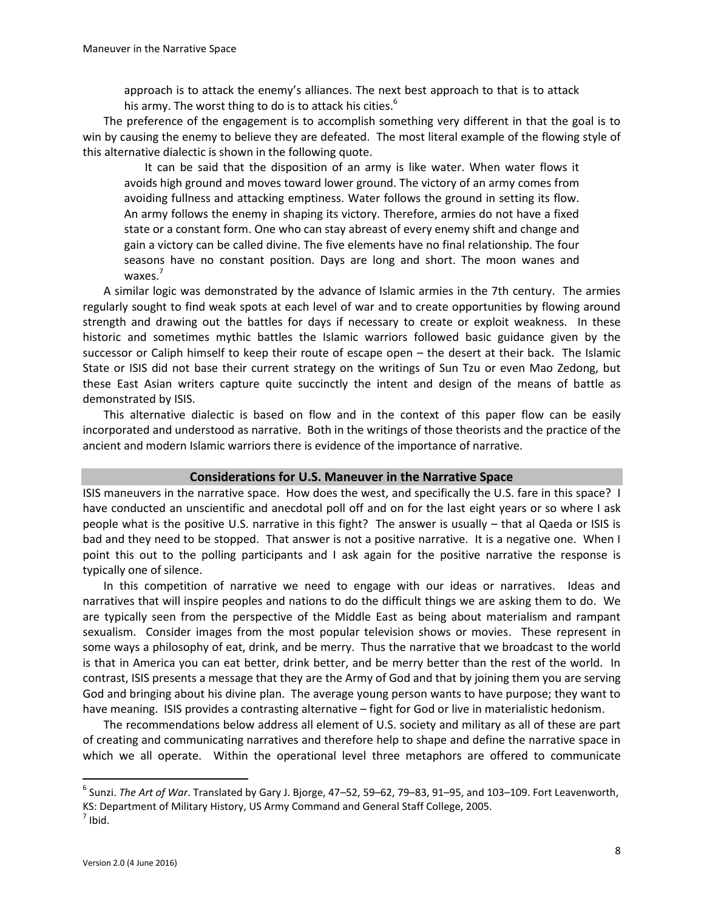> approach is to attack the enemy's alliances. The next best approach to that is to attack his army. The worst thing to do is to attack his cities.[6]

The preference of the engagement is to accomplish something very different in that the goal is to win by causing the enemy to believe they are defeated. The most literal example of the flowing style of this alternative dialectic is shown in the following quote.

> It can be said that the disposition of an army is like water. When water flows it avoids high ground and moves toward lower ground. The victory of an army comes from avoiding fullness and attacking emptiness. Water follows the ground in setting its flow. An army follows the enemy in shaping its victory. Therefore, armies do not have a fixed state or a constant form. One who can stay abreast of every enemy shift and change and gain a victory can be called divine. The five elements have no final relationship. The four seasons have no constant position. Days are long and short. The moon wanes and waxes.[7]

A similar logic was demonstrated by the advance of Islamic armies in the 7th century. The armies regularly sought to find weak spots at each level of war and to create opportunities by flowing around strength and drawing out the battles for days if necessary to create or exploit weakness. In these historic and sometimes mythic battles the Islamic warriors followed basic guidance given by the successor or Caliph himself to keep their route of escape open – the desert at their back. The Islamic State or ISIS did not base their current strategy on the writings of Sun Tzu or even Mao Zedong, but these East Asian writers capture quite succinctly the intent and design of the means of battle as demonstrated by ISIS.

This alternative dialectic is based on flow and in the context of this paper flow can be easily incorporated and understood as narrative. Both in the writings of those theorists and the practice of the ancient and modern Islamic warriors there is evidence of the importance of narrative.

## Considerations for U.S. Maneuver in the Narrative Space

ISIS maneuvers in the narrative space. How does the west, and specifically the U.S. fare in this space? I have conducted an unscientific and anecdotal poll off and on for the last eight years or so where I ask people what is the positive U.S. narrative in this fight? The answer is usually – that al Qaeda or ISIS is bad and they need to be stopped. That answer is not a positive narrative. It is a negative one. When I point this out to the polling participants and I ask again for the positive narrative the response is typically one of silence.

In this competition of narrative we need to engage with our ideas or narratives. Ideas and narratives that will inspire peoples and nations to do the difficult things we are asking them to do. We are typically seen from the perspective of the Middle East as being about materialism and rampant sexualism. Consider images from the most popular television shows or movies. These represent in some ways a philosophy of eat, drink, and be merry. Thus the narrative that we broadcast to the world is that in America you can eat better, drink better, and be merry better than the rest of the world. In contrast, ISIS presents a message that they are the Army of God and that by joining them you are serving God and bringing about his divine plan. The average young person wants to have purpose; they want to have meaning. ISIS provides a contrasting alternative – fight for God or live in materialistic hedonism.

The recommendations below address all element of U.S. society and military as all of these are part of creating and communicating narratives and therefore help to shape and define the narrative space in which we all operate. Within the operational level three metaphors are offered to communicate

---

[6] Sunzi. *The Art of War*. Translated by Gary J. Bjorge, 47–52, 59–62, 79–83, 91–95, and 103–109. Fort Leavenworth, KS: Department of Military History, US Army Command and General Staff College, 2005.

[7] Ibid.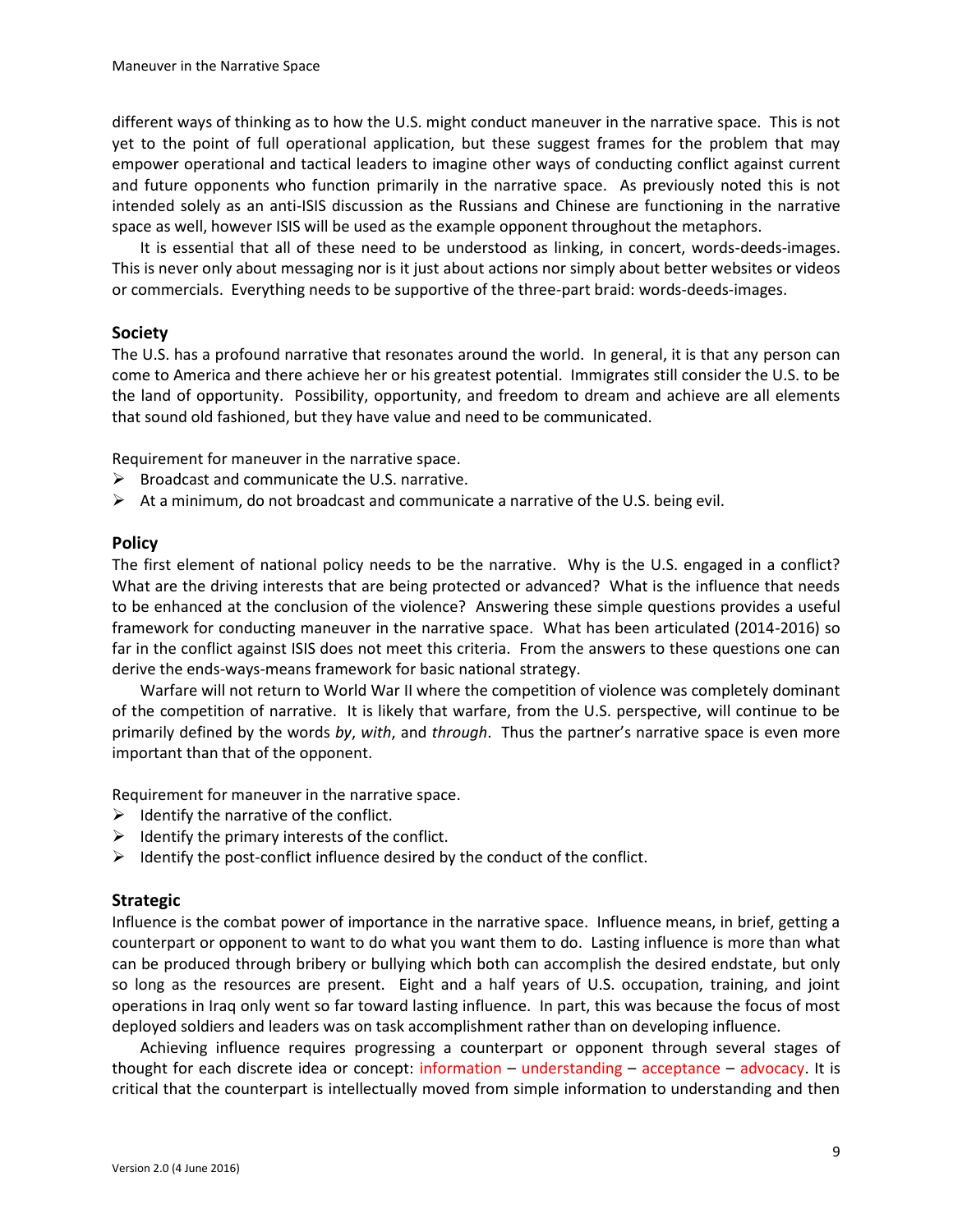different ways of thinking as to how the U.S. might conduct maneuver in the narrative space. This is not yet to the point of full operational application, but these suggest frames for the problem that may empower operational and tactical leaders to imagine other ways of conducting conflict against current and future opponents who function primarily in the narrative space. As previously noted this is not intended solely as an anti-ISIS discussion as the Russians and Chinese are functioning in the narrative space as well, however ISIS will be used as the example opponent throughout the metaphors.

It is essential that all of these need to be understood as linking, in concert, words-deeds-images. This is never only about messaging nor is it just about actions nor simply about better websites or videos or commercials. Everything needs to be supportive of the three-part braid: words-deeds-images.

### Society

The U.S. has a profound narrative that resonates around the world. In general, it is that any person can come to America and there achieve her or his greatest potential. Immigrates still consider the U.S. to be the land of opportunity. Possibility, opportunity, and freedom to dream and achieve are all elements that sound old fashioned, but they have value and need to be communicated.

Requirement for maneuver in the narrative space.

- Broadcast and communicate the U.S. narrative.
- At a minimum, do not broadcast and communicate a narrative of the U.S. being evil.

### Policy

The first element of national policy needs to be the narrative. Why is the U.S. engaged in a conflict? What are the driving interests that are being protected or advanced? What is the influence that needs to be enhanced at the conclusion of the violence? Answering these simple questions provides a useful framework for conducting maneuver in the narrative space. What has been articulated (2014-2016) so far in the conflict against ISIS does not meet this criteria. From the answers to these questions one can derive the ends-ways-means framework for basic national strategy.

Warfare will not return to World War II where the competition of violence was completely dominant of the competition of narrative. It is likely that warfare, from the U.S. perspective, will continue to be primarily defined by the words *by*, *with*, and *through*. Thus the partner's narrative space is even more important than that of the opponent.

Requirement for maneuver in the narrative space.

- Identify the narrative of the conflict.
- Identify the primary interests of the conflict.
- Identify the post-conflict influence desired by the conduct of the conflict.

### Strategic

Influence is the combat power of importance in the narrative space. Influence means, in brief, getting a counterpart or opponent to want to do what you want them to do. Lasting influence is more than what can be produced through bribery or bullying which both can accomplish the desired endstate, but only so long as the resources are present. Eight and a half years of U.S. occupation, training, and joint operations in Iraq only went so far toward lasting influence. In part, this was because the focus of most deployed soldiers and leaders was on task accomplishment rather than on developing influence.

Achieving influence requires progressing a counterpart or opponent through several stages of thought for each discrete idea or concept: information – understanding – acceptance – advocacy. It is critical that the counterpart is intellectually moved from simple information to understanding and then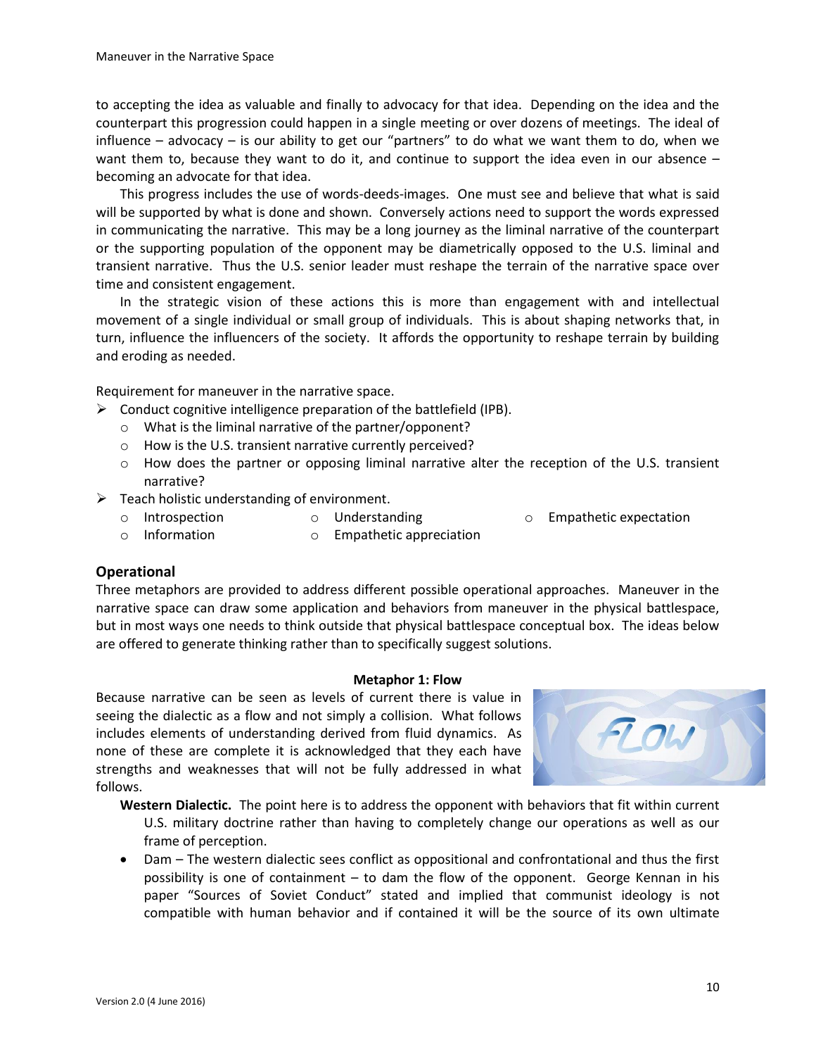to accepting the idea as valuable and finally to advocacy for that idea. Depending on the idea and the counterpart this progression could happen in a single meeting or over dozens of meetings. The ideal of influence – advocacy – is our ability to get our "partners" to do what we want them to do, when we want them to, because they want to do it, and continue to support the idea even in our absence – becoming an advocate for that idea.

This progress includes the use of words-deeds-images. One must see and believe that what is said will be supported by what is done and shown. Conversely actions need to support the words expressed in communicating the narrative. This may be a long journey as the liminal narrative of the counterpart or the supporting population of the opponent may be diametrically opposed to the U.S. liminal and transient narrative. Thus the U.S. senior leader must reshape the terrain of the narrative space over time and consistent engagement.

In the strategic vision of these actions this is more than engagement with and intellectual movement of a single individual or small group of individuals. This is about shaping networks that, in turn, influence the influencers of the society. It affords the opportunity to reshape terrain by building and eroding as needed.

Requirement for maneuver in the narrative space.

- Conduct cognitive intelligence preparation of the battlefield (IPB).
  - What is the liminal narrative of the partner/opponent?
  - How is the U.S. transient narrative currently perceived?
  - How does the partner or opposing liminal narrative alter the reception of the U.S. transient narrative?
- Teach holistic understanding of environment.
  - Introspection
  - Information
  - Understanding
  - Empathetic appreciation
  - Empathetic expectation

## Operational

Three metaphors are provided to address different possible operational approaches. Maneuver in the narrative space can draw some application and behaviors from maneuver in the physical battlespace, but in most ways one needs to think outside that physical battlespace conceptual box. The ideas below are offered to generate thinking rather than to specifically suggest solutions.

### Metaphor 1: Flow

Because narrative can be seen as levels of current there is value in seeing the dialectic as a flow and not simply a collision. What follows includes elements of understanding derived from fluid dynamics. As none of these are complete it is acknowledged that they each have strengths and weaknesses that will not be fully addressed in what follows.

**Western Dialectic.** The point here is to address the opponent with behaviors that fit within current U.S. military doctrine rather than having to completely change our operations as well as our frame of perception.

- Dam – The western dialectic sees conflict as oppositional and confrontational and thus the first possibility is one of containment – to dam the flow of the opponent. George Kennan in his paper "Sources of Soviet Conduct" stated and implied that communist ideology is not compatible with human behavior and if contained it will be the source of its own ultimate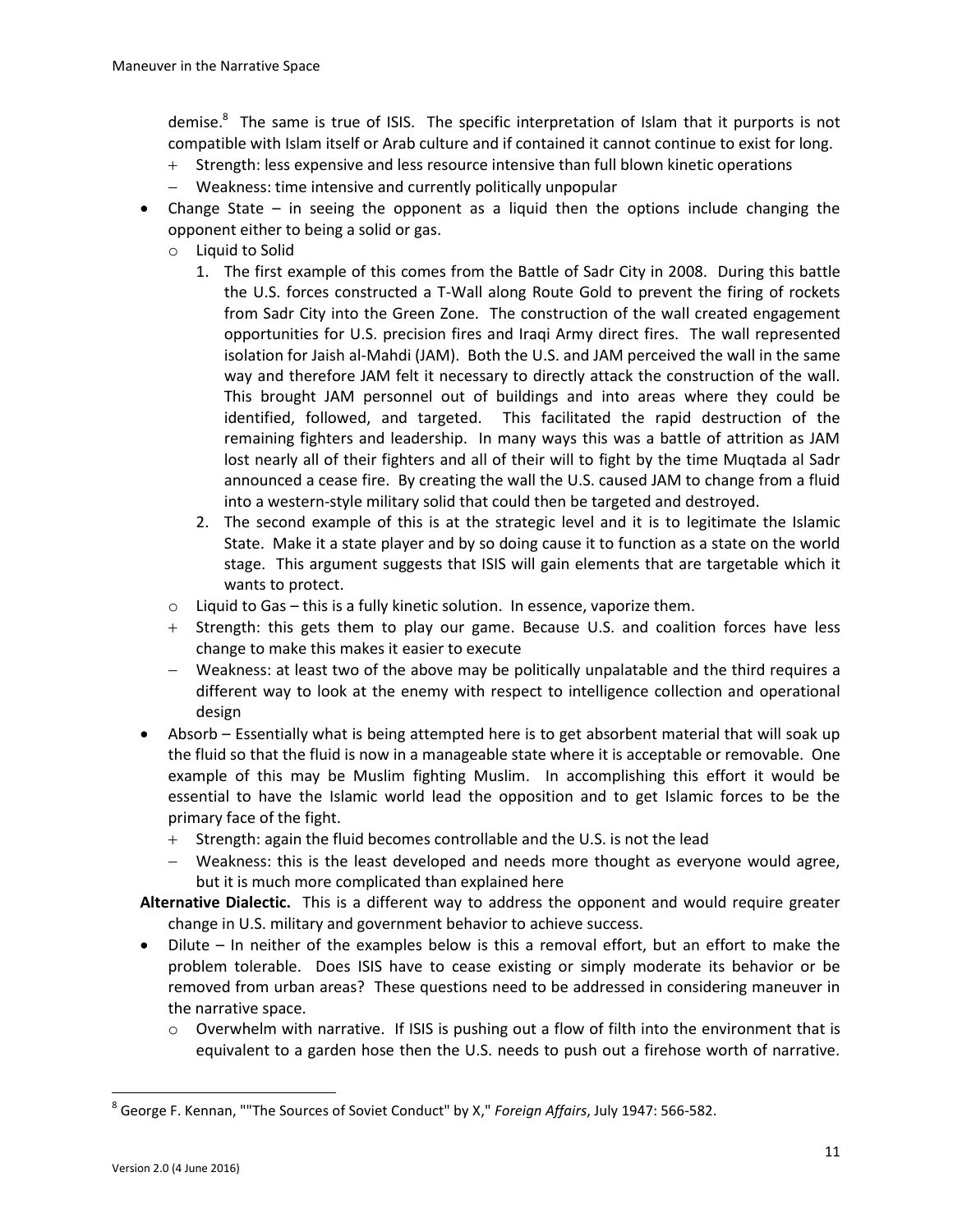demise.[8] The same is true of ISIS. The specific interpretation of Islam that it purports is not compatible with Islam itself or Arab culture and if contained it cannot continue to exist for long.

+ Strength: less expensive and less resource intensive than full blown kinetic operations
- Weakness: time intensive and currently politically unpopular

- Change State – in seeing the opponent as a liquid then the options include changing the opponent either to being a solid or gas.
  - Liquid to Solid
    1. The first example of this comes from the Battle of Sadr City in 2008. During this battle the U.S. forces constructed a T-Wall along Route Gold to prevent the firing of rockets from Sadr City into the Green Zone. The construction of the wall created engagement opportunities for U.S. precision fires and Iraqi Army direct fires. The wall represented isolation for Jaish al-Mahdi (JAM). Both the U.S. and JAM perceived the wall in the same way and therefore JAM felt it necessary to directly attack the construction of the wall. This brought JAM personnel out of buildings and into areas where they could be identified, followed, and targeted. This facilitated the rapid destruction of the remaining fighters and leadership. In many ways this was a battle of attrition as JAM lost nearly all of their fighters and all of their will to fight by the time Muqtada al Sadr announced a cease fire. By creating the wall the U.S. caused JAM to change from a fluid into a western-style military solid that could then be targeted and destroyed.
    2. The second example of this is at the strategic level and it is to legitimate the Islamic State. Make it a state player and by so doing cause it to function as a state on the world stage. This argument suggests that ISIS will gain elements that are targetable which it wants to protect.
  - Liquid to Gas – this is a fully kinetic solution. In essence, vaporize them.
  + Strength: this gets them to play our game. Because U.S. and coalition forces have less change to make this makes it easier to execute
  - Weakness: at least two of the above may be politically unpalatable and the third requires a different way to look at the enemy with respect to intelligence collection and operational design
- Absorb – Essentially what is being attempted here is to get absorbent material that will soak up the fluid so that the fluid is now in a manageable state where it is acceptable or removable. One example of this may be Muslim fighting Muslim. In accomplishing this effort it would be essential to have the Islamic world lead the opposition and to get Islamic forces to be the primary face of the fight.
  + Strength: again the fluid becomes controllable and the U.S. is not the lead
  - Weakness: this is the least developed and needs more thought as everyone would agree, but it is much more complicated than explained here

**Alternative Dialectic.** This is a different way to address the opponent and would require greater change in U.S. military and government behavior to achieve success.

- Dilute – In neither of the examples below is this a removal effort, but an effort to make the problem tolerable. Does ISIS have to cease existing or simply moderate its behavior or be removed from urban areas? These questions need to be addressed in considering maneuver in the narrative space.
  - Overwhelm with narrative. If ISIS is pushing out a flow of filth into the environment that is equivalent to a garden hose then the U.S. needs to push out a firehose worth of narrative.

---

[8] George F. Kennan, ""The Sources of Soviet Conduct" by X," *Foreign Affairs*, July 1947: 566-582.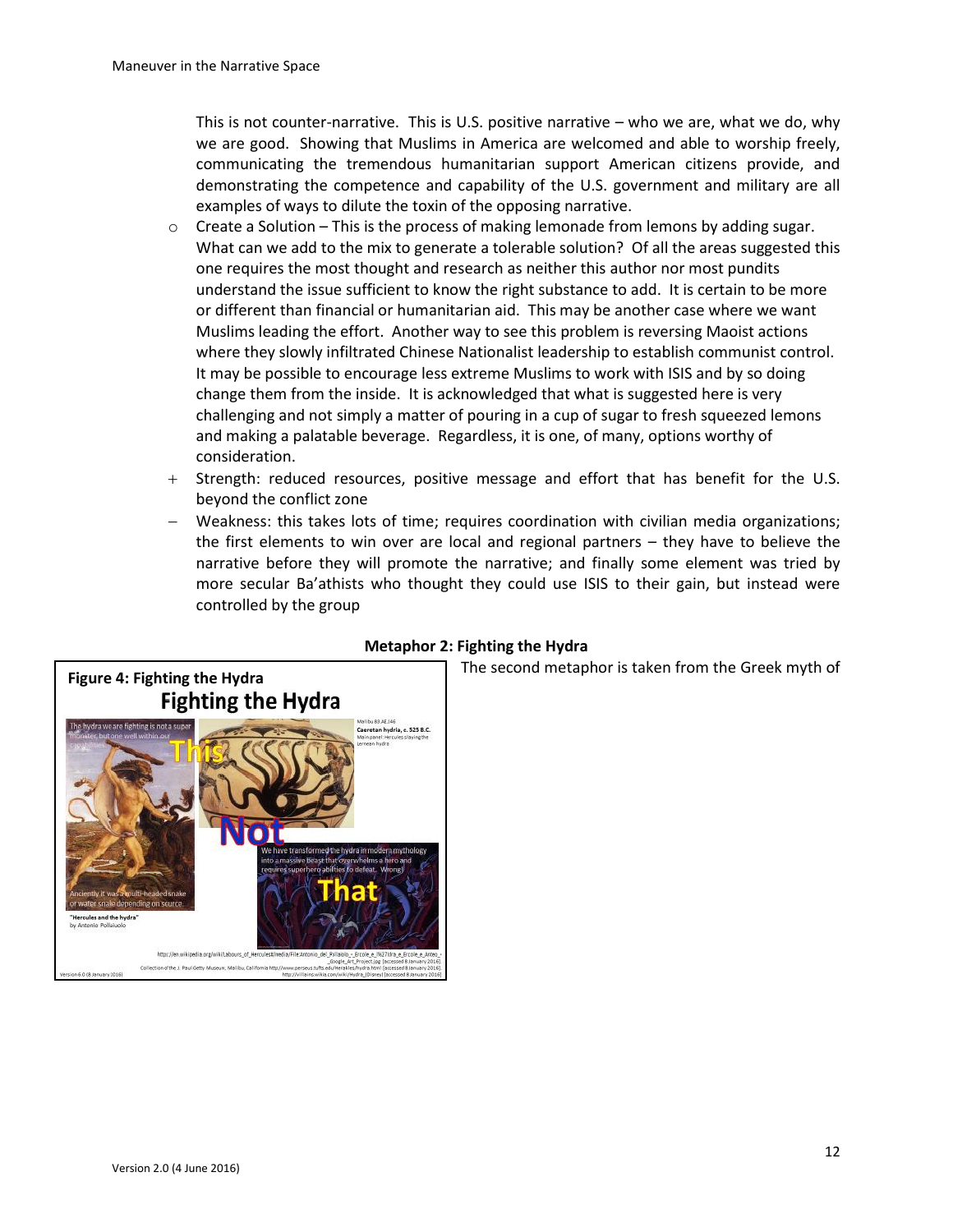This is not counter-narrative. This is U.S. positive narrative – who we are, what we do, why we are good. Showing that Muslims in America are welcomed and able to worship freely, communicating the tremendous humanitarian support American citizens provide, and demonstrating the competence and capability of the U.S. government and military are all examples of ways to dilute the toxin of the opposing narrative.

- Create a Solution – This is the process of making lemonade from lemons by adding sugar. What can we add to the mix to generate a tolerable solution? Of all the areas suggested this one requires the most thought and research as neither this author nor most pundits understand the issue sufficient to know the right substance to add. It is certain to be more or different than financial or humanitarian aid. This may be another case where we want Muslims leading the effort. Another way to see this problem is reversing Maoist actions where they slowly infiltrated Chinese Nationalist leadership to establish communist control. It may be possible to encourage less extreme Muslims to work with ISIS and by so doing change them from the inside. It is acknowledged that what is suggested here is very challenging and not simply a matter of pouring in a cup of sugar to fresh squeezed lemons and making a palatable beverage. Regardless, it is one, of many, options worthy of consideration.

+ Strength: reduced resources, positive message and effort that has benefit for the U.S. beyond the conflict zone

− Weakness: this takes lots of time; requires coordination with civilian media organizations; the first elements to win over are local and regional partners – they have to believe the narrative before they will promote the narrative; and finally some element was tried by more secular Ba'athists who thought they could use ISIS to their gain, but instead were controlled by the group

**Metaphor 2: Fighting the Hydra**

**Figure 4: Fighting the Hydra**

The second metaphor is taken from the Greek myth of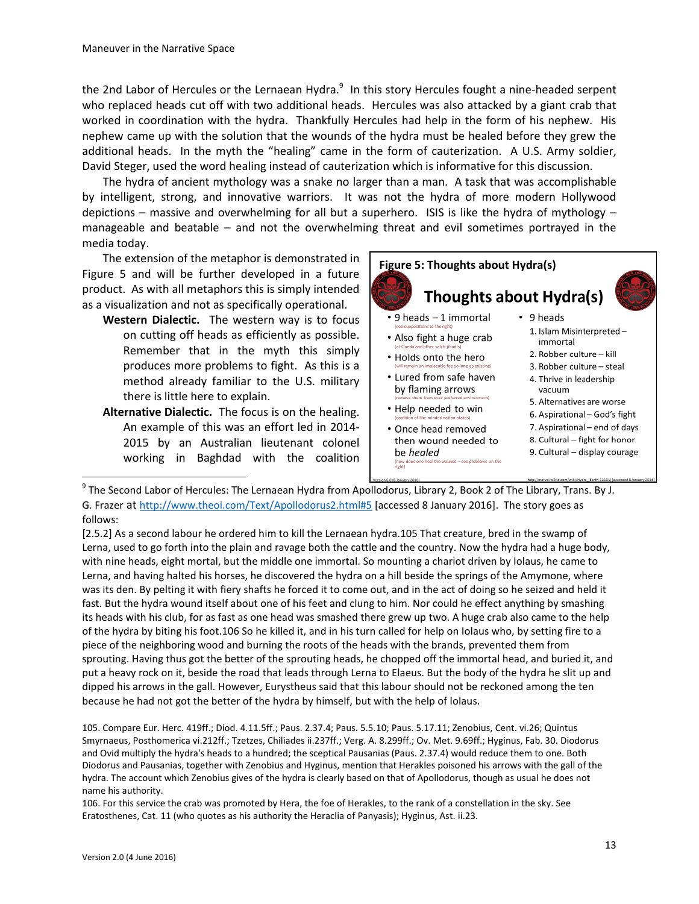the 2nd Labor of Hercules or the Lernaean Hydra.[9] In this story Hercules fought a nine-headed serpent who replaced heads cut off with two additional heads. Hercules was also attacked by a giant crab that worked in coordination with the hydra. Thankfully Hercules had help in the form of his nephew. His nephew came up with the solution that the wounds of the hydra must be healed before they grew the additional heads. In the myth the "healing" came in the form of cauterization. A U.S. Army soldier, David Steger, used the word healing instead of cauterization which is informative for this discussion.

The hydra of ancient mythology was a snake no larger than a man. A task that was accomplishable by intelligent, strong, and innovative warriors. It was not the hydra of more modern Hollywood depictions – massive and overwhelming for all but a superhero. ISIS is like the hydra of mythology – manageable and beatable – and not the overwhelming threat and evil sometimes portrayed in the media today.

The extension of the metaphor is demonstrated in Figure 5 and will be further developed in a future product. As with all metaphors this is simply intended as a visualization and not as specifically operational.

**Western Dialectic.** The western way is to focus on cutting off heads as efficiently as possible. Remember that in the myth this simply produces more problems to fight. As this is a method already familiar to the U.S. military there is little here to explain.

**Alternative Dialectic.** The focus is on the healing. An example of this was an effort led in 2014-2015 by an Australian lieutenant colonel working in Baghdad with the coalition

**Figure 5: Thoughts about Hydra(s)**

Thoughts about Hydra(s)

- 9 heads – 1 immortal (see suppositions to the right)
- Also fight a huge crab (al-Qaeda and other salafi-jihadis)
- Holds onto the hero (will remain an implacable foe so long as existing)
- Lured from safe haven by flaming arrows (remove them from their preferred environment)
- Help needed to win (coalition of like-minded nation-states)
- Once head removed then wound needed to be *healed* (how does one heal the wounds – see problems on the right)

- 9 heads
  1. Islam Misinterpreted – immortal
  2. Robber culture – kill
  3. Robber culture – steal
  4. Thrive in leadership vacuum
  5. Alternatives are worse
  6. Aspirational – God's fight
  7. Aspirational – end of days
  8. Cultural – fight for honor
  9. Cultural – display courage

Version 6.0 (8 January 2016)

http://marvel.wikia.com/wiki/Hydra_(Earth-12131) [accessed 8 January 2016]

---

[9] The Second Labor of Hercules: The Lernaean Hydra from Apollodorus, Library 2, Book 2 of The Library, Trans. By J. G. Frazer at http://www.theoi.com/Text/Apollodorus2.html#5 [accessed 8 January 2016]. The story goes as follows:

[2.5.2] As a second labour he ordered him to kill the Lernaean hydra.105 That creature, bred in the swamp of Lerna, used to go forth into the plain and ravage both the cattle and the country. Now the hydra had a huge body, with nine heads, eight mortal, but the middle one immortal. So mounting a chariot driven by Iolaus, he came to Lerna, and having halted his horses, he discovered the hydra on a hill beside the springs of the Amymone, where was its den. By pelting it with fiery shafts he forced it to come out, and in the act of doing so he seized and held it fast. But the hydra wound itself about one of his feet and clung to him. Nor could he effect anything by smashing its heads with his club, for as fast as one head was smashed there grew up two. A huge crab also came to the help of the hydra by biting his foot.106 So he killed it, and in his turn called for help on Iolaus who, by setting fire to a piece of the neighboring wood and burning the roots of the heads with the brands, prevented them from sprouting. Having thus got the better of the sprouting heads, he chopped off the immortal head, and buried it, and put a heavy rock on it, beside the road that leads through Lerna to Elaeus. But the body of the hydra he slit up and dipped his arrows in the gall. However, Eurystheus said that this labour should not be reckoned among the ten because he had not got the better of the hydra by himself, but with the help of Iolaus.

105. Compare Eur. Herc. 419ff.; Diod. 4.11.5ff.; Paus. 2.37.4; Paus. 5.5.10; Paus. 5.17.11; Zenobius, Cent. vi.26; Quintus Smyrnaeus, Posthomerica vi.212ff.; Tzetzes, Chiliades ii.237ff.; Verg. A. 8.299ff.; Ov. Met. 9.69ff.; Hyginus, Fab. 30. Diodorus and Ovid multiply the hydra's heads to a hundred; the sceptical Pausanias (Paus. 2.37.4) would reduce them to one. Both Diodorus and Pausanias, together with Zenobius and Hyginus, mention that Herakles poisoned his arrows with the gall of the hydra. The account which Zenobius gives of the hydra is clearly based on that of Apollodorus, though as usual he does not name his authority.

106. For this service the crab was promoted by Hera, the foe of Herakles, to the rank of a constellation in the sky. See Eratosthenes, Cat. 11 (who quotes as his authority the Heraclia of Panyasis); Hyginus, Ast. ii.23.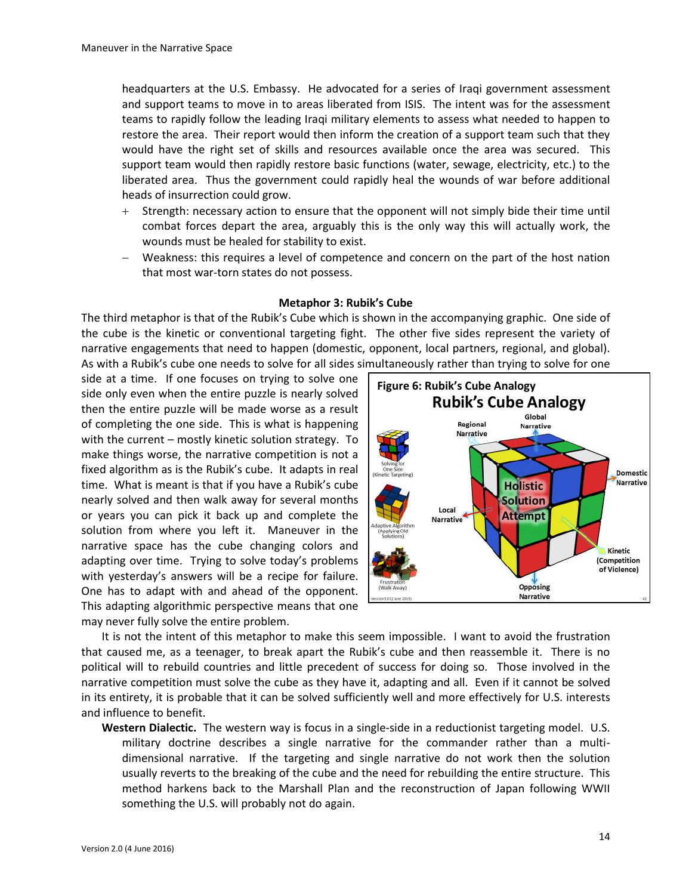headquarters at the U.S. Embassy. He advocated for a series of Iraqi government assessment and support teams to move in to areas liberated from ISIS. The intent was for the assessment teams to rapidly follow the leading Iraqi military elements to assess what needed to happen to restore the area. Their report would then inform the creation of a support team such that they would have the right set of skills and resources available once the area was secured. This support team would then rapidly restore basic functions (water, sewage, electricity, etc.) to the liberated area. Thus the government could rapidly heal the wounds of war before additional heads of insurrection could grow.

+ Strength: necessary action to ensure that the opponent will not simply bide their time until combat forces depart the area, arguably this is the only way this will actually work, the wounds must be healed for stability to exist.
− Weakness: this requires a level of competence and concern on the part of the host nation that most war-torn states do not possess.

### Metaphor 3: Rubik's Cube

The third metaphor is that of the Rubik's Cube which is shown in the accompanying graphic. One side of the cube is the kinetic or conventional targeting fight. The other five sides represent the variety of narrative engagements that need to happen (domestic, opponent, local partners, regional, and global). As with a Rubik's cube one needs to solve for all sides simultaneously rather than trying to solve for one side at a time. If one focuses on trying to solve one side only even when the entire puzzle is nearly solved then the entire puzzle will be made worse as a result of completing the one side. This is what is happening with the current – mostly kinetic solution strategy. To make things worse, the narrative competition is not a fixed algorithm as is the Rubik's cube. It adapts in real time. What is meant is that if you have a Rubik's cube nearly solved and then walk away for several months or years you can pick it back up and complete the solution from where you left it. Maneuver in the narrative space has the cube changing colors and adapting over time. Trying to solve today's problems with yesterday's answers will be a recipe for failure. One has to adapt with and ahead of the opponent. This adapting algorithmic perspective means that one may never fully solve the entire problem.

**Figure 6: Rubik's Cube Analogy**

Rubik's Cube Analogy

Solving for One Side (Kinetic Targeting)

Adaptive Algorithm (Applying Old Solutions)

Frustration (Walk Away)

Regional Narrative

Global Narrative

Domestic Narrative

Local Narrative

Holistic Solution Attempt

Kinetic (Competition of Violence)

Opposing Narrative

Version 5.0 (2 June 2015)

42

It is not the intent of this metaphor to make this seem impossible. I want to avoid the frustration that caused me, as a teenager, to break apart the Rubik's cube and then reassemble it. There is no political will to rebuild countries and little precedent of success for doing so. Those involved in the narrative competition must solve the cube as they have it, adapting and all. Even if it cannot be solved in its entirety, it is probable that it can be solved sufficiently well and more effectively for U.S. interests and influence to benefit.

**Western Dialectic.** The western way is focus in a single-side in a reductionist targeting model. U.S. military doctrine describes a single narrative for the commander rather than a multi-dimensional narrative. If the targeting and single narrative do not work then the solution usually reverts to the breaking of the cube and the need for rebuilding the entire structure. This method harkens back to the Marshall Plan and the reconstruction of Japan following WWII something the U.S. will probably not do again.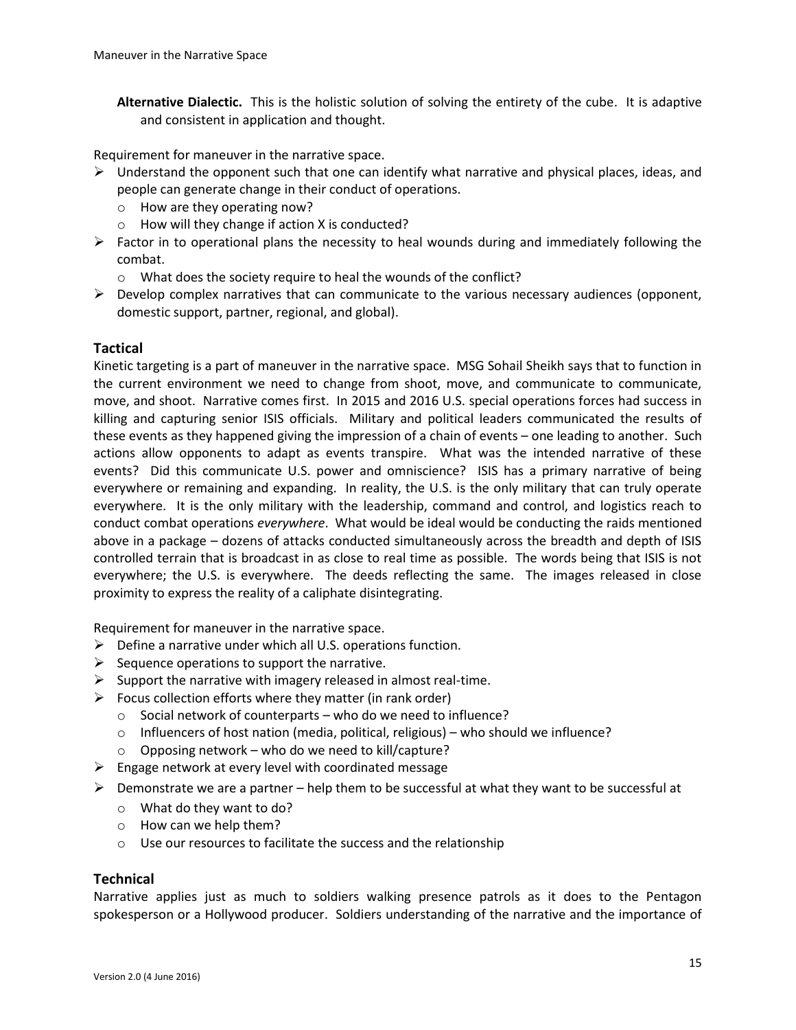**Alternative Dialectic.** This is the holistic solution of solving the entirety of the cube. It is adaptive and consistent in application and thought.

Requirement for maneuver in the narrative space.

- Understand the opponent such that one can identify what narrative and physical places, ideas, and people can generate change in their conduct of operations.
  - How are they operating now?
  - How will they change if action X is conducted?
- Factor in to operational plans the necessity to heal wounds during and immediately following the combat.
  - What does the society require to heal the wounds of the conflict?
- Develop complex narratives that can communicate to the various necessary audiences (opponent, domestic support, partner, regional, and global).

## Tactical

Kinetic targeting is a part of maneuver in the narrative space. MSG Sohail Sheikh says that to function in the current environment we need to change from shoot, move, and communicate to communicate, move, and shoot. Narrative comes first. In 2015 and 2016 U.S. special operations forces had success in killing and capturing senior ISIS officials. Military and political leaders communicated the results of these events as they happened giving the impression of a chain of events – one leading to another. Such actions allow opponents to adapt as events transpire. What was the intended narrative of these events? Did this communicate U.S. power and omniscience? ISIS has a primary narrative of being everywhere or remaining and expanding. In reality, the U.S. is the only military that can truly operate everywhere. It is the only military with the leadership, command and control, and logistics reach to conduct combat operations *everywhere*. What would be ideal would be conducting the raids mentioned above in a package – dozens of attacks conducted simultaneously across the breadth and depth of ISIS controlled terrain that is broadcast in as close to real time as possible. The words being that ISIS is not everywhere; the U.S. is everywhere. The deeds reflecting the same. The images released in close proximity to express the reality of a caliphate disintegrating.

Requirement for maneuver in the narrative space.

- Define a narrative under which all U.S. operations function.
- Sequence operations to support the narrative.
- Support the narrative with imagery released in almost real-time.
- Focus collection efforts where they matter (in rank order)
  - Social network of counterparts – who do we need to influence?
  - Influencers of host nation (media, political, religious) – who should we influence?
  - Opposing network – who do we need to kill/capture?
- Engage network at every level with coordinated message
- Demonstrate we are a partner – help them to be successful at what they want to be successful at
  - What do they want to do?
  - How can we help them?
  - Use our resources to facilitate the success and the relationship

## Technical

Narrative applies just as much to soldiers walking presence patrols as it does to the Pentagon spokesperson or a Hollywood producer. Soldiers understanding of the narrative and the importance of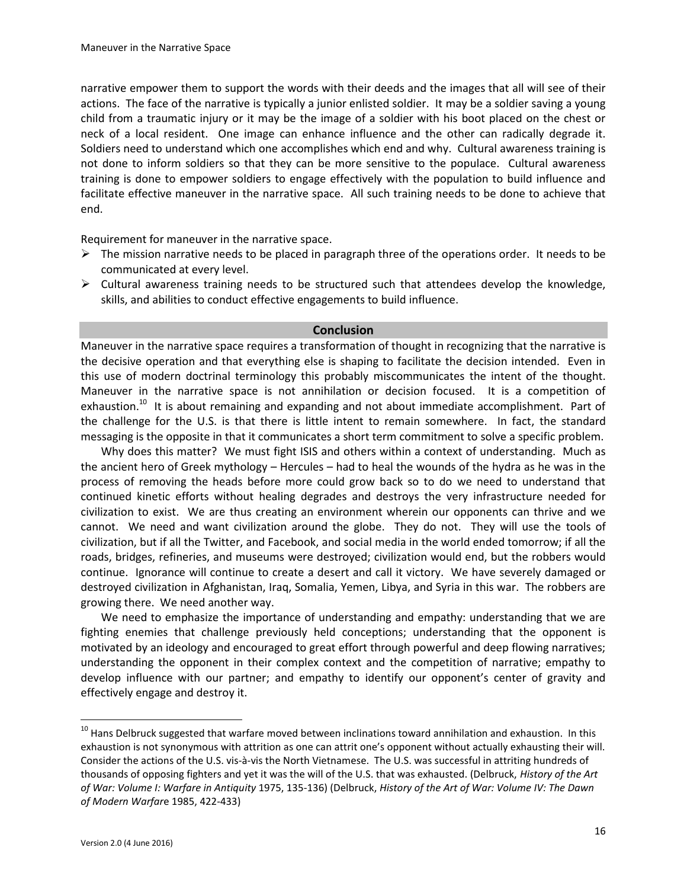narrative empower them to support the words with their deeds and the images that all will see of their actions. The face of the narrative is typically a junior enlisted soldier. It may be a soldier saving a young child from a traumatic injury or it may be the image of a soldier with his boot placed on the chest or neck of a local resident. One image can enhance influence and the other can radically degrade it. Soldiers need to understand which one accomplishes which end and why. Cultural awareness training is not done to inform soldiers so that they can be more sensitive to the populace. Cultural awareness training is done to empower soldiers to engage effectively with the population to build influence and facilitate effective maneuver in the narrative space. All such training needs to be done to achieve that end.

Requirement for maneuver in the narrative space.

- The mission narrative needs to be placed in paragraph three of the operations order. It needs to be communicated at every level.
- Cultural awareness training needs to be structured such that attendees develop the knowledge, skills, and abilities to conduct effective engagements to build influence.

## Conclusion

Maneuver in the narrative space requires a transformation of thought in recognizing that the narrative is the decisive operation and that everything else is shaping to facilitate the decision intended. Even in this use of modern doctrinal terminology this probably miscommunicates the intent of the thought. Maneuver in the narrative space is not annihilation or decision focused. It is a competition of exhaustion.[10] It is about remaining and expanding and not about immediate accomplishment. Part of the challenge for the U.S. is that there is little intent to remain somewhere. In fact, the standard messaging is the opposite in that it communicates a short term commitment to solve a specific problem.

Why does this matter? We must fight ISIS and others within a context of understanding. Much as the ancient hero of Greek mythology – Hercules – had to heal the wounds of the hydra as he was in the process of removing the heads before more could grow back so to do we need to understand that continued kinetic efforts without healing degrades and destroys the very infrastructure needed for civilization to exist. We are thus creating an environment wherein our opponents can thrive and we cannot. We need and want civilization around the globe. They do not. They will use the tools of civilization, but if all the Twitter, and Facebook, and social media in the world ended tomorrow; if all the roads, bridges, refineries, and museums were destroyed; civilization would end, but the robbers would continue. Ignorance will continue to create a desert and call it victory. We have severely damaged or destroyed civilization in Afghanistan, Iraq, Somalia, Yemen, Libya, and Syria in this war. The robbers are growing there. We need another way.

We need to emphasize the importance of understanding and empathy: understanding that we are fighting enemies that challenge previously held conceptions; understanding that the opponent is motivated by an ideology and encouraged to great effort through powerful and deep flowing narratives; understanding the opponent in their complex context and the competition of narrative; empathy to develop influence with our partner; and empathy to identify our opponent's center of gravity and effectively engage and destroy it.

---

[10] Hans Delbruck suggested that warfare moved between inclinations toward annihilation and exhaustion. In this exhaustion is not synonymous with attrition as one can attrit one's opponent without actually exhausting their will. Consider the actions of the U.S. vis-à-vis the North Vietnamese. The U.S. was successful in attriting hundreds of thousands of opposing fighters and yet it was the will of the U.S. that was exhausted. (Delbruck, *History of the Art of War: Volume I: Warfare in Antiquity* 1975, 135-136) (Delbruck, *History of the Art of War: Volume IV: The Dawn of Modern Warfare* 1985, 422-433)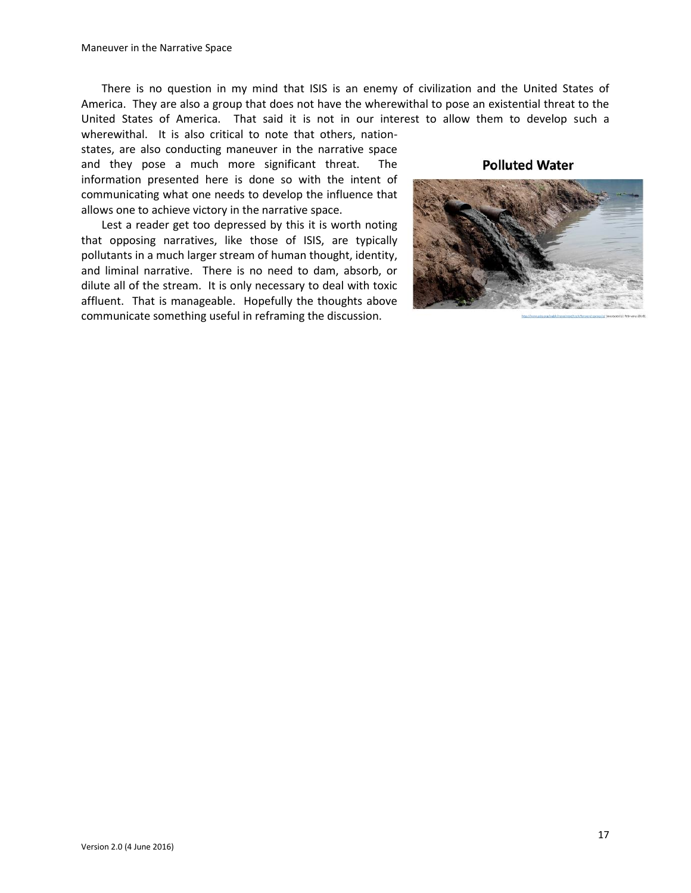There is no question in my mind that ISIS is an enemy of civilization and the United States of America. They are also a group that does not have the wherewithal to pose an existential threat to the United States of America. That said it is not in our interest to allow them to develop such a wherewithal. It is also critical to note that others, nation-states, are also conducting maneuver in the narrative space and they pose a much more significant threat. The information presented here is done so with the intent of communicating what one needs to develop the influence that allows one to achieve victory in the narrative space.

Lest a reader get too depressed by this it is worth noting that opposing narratives, like those of ISIS, are typically pollutants in a much larger stream of human thought, identity, and liminal narrative. There is no need to dam, absorb, or dilute all of the stream. It is only necessary to deal with toxic affluent. That is manageable. Hopefully the thoughts above communicate something useful in reframing the discussion.

**Polluted Water**